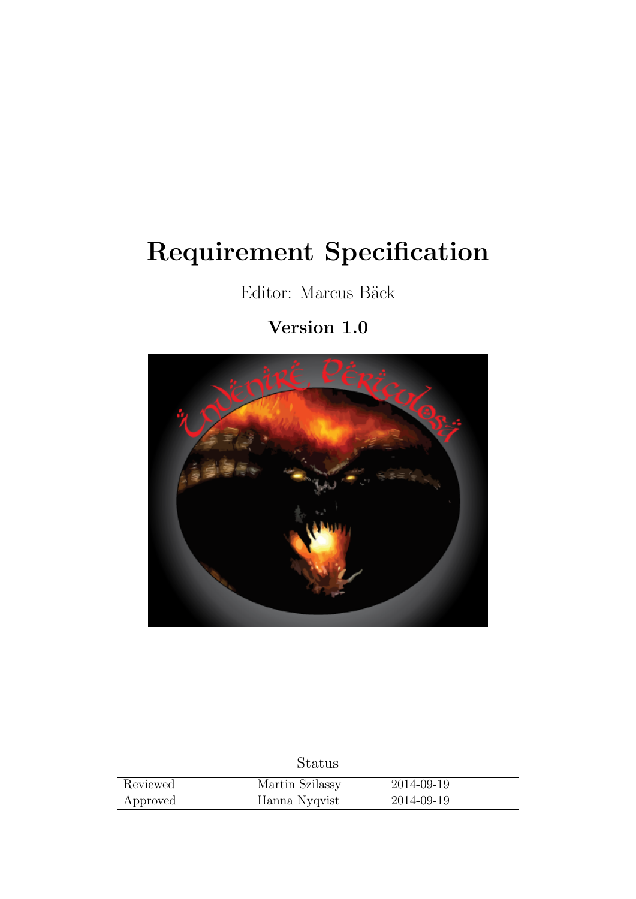# Requirement Specification

Editor: Marcus Bäck

**Version 1.0**

Status

| | | |
|---|---|---|
| Reviewed | Martin Szilassy | 2014-09-19 |
| Approved | Hanna Nyqvist | 2014-09-19 |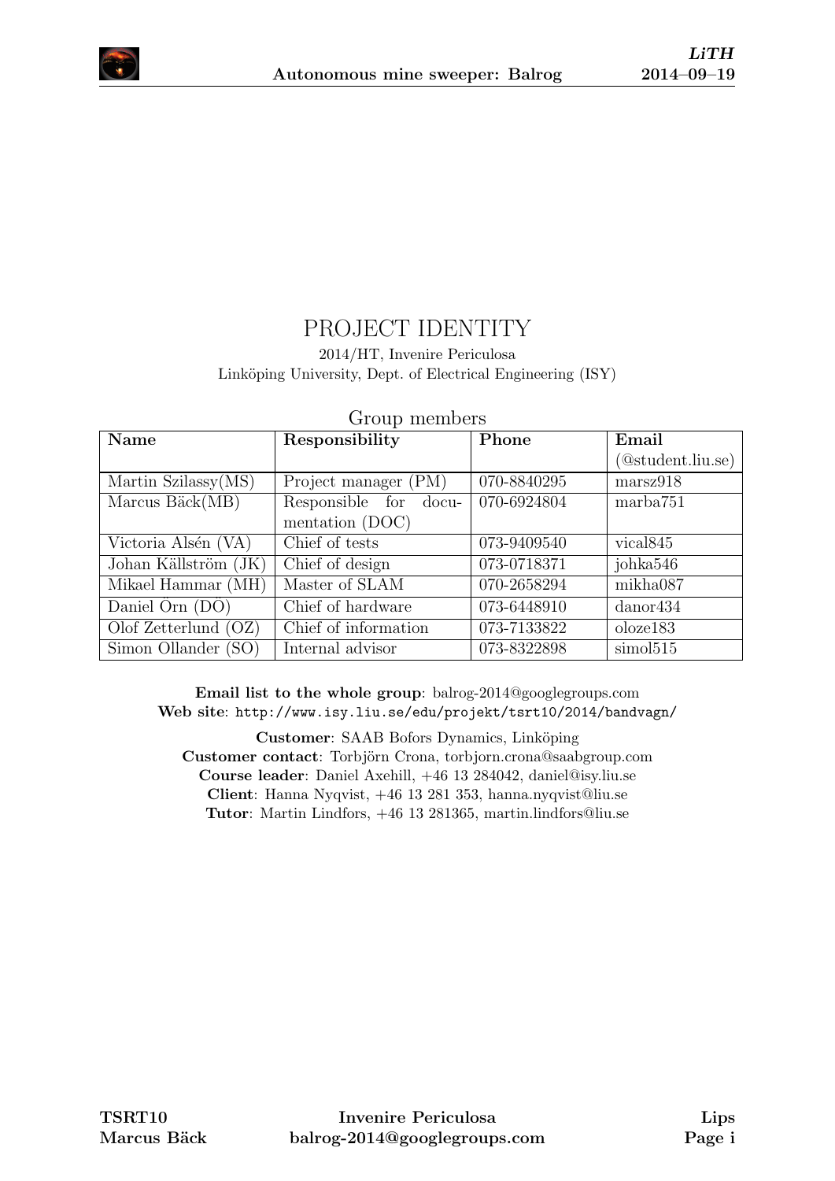# PROJECT IDENTITY

2014/HT, Invenire Periculosa
Linköping University, Dept. of Electrical Engineering (ISY)

Group members

| Name | Responsibility | Phone | Email (@student.liu.se) |
|---|---|---|---|
| Martin Szilassy(MS) | Project manager (PM) | 070-8840295 | marsz918 |
| Marcus Bäck(MB) | Responsible for documentation (DOC) | 070-6924804 | marba751 |
| Victoria Alsén (VA) | Chief of tests | 073-9409540 | vical845 |
| Johan Källström (JK) | Chief of design | 073-0718371 | johka546 |
| Mikael Hammar (MH) | Master of SLAM | 070-2658294 | mikha087 |
| Daniel Örn (DÖ) | Chief of hardware | 073-6448910 | danor434 |
| Olof Zetterlund (OZ) | Chief of information | 073-7133822 | oloze183 |
| Simon Ollander (SO) | Internal advisor | 073-8322898 | simol515 |

**Email list to the whole group**: balrog-2014@googlegroups.com
**Web site**: `http://www.isy.liu.se/edu/projekt/tsrt10/2014/bandvagn/`

**Customer**: SAAB Bofors Dynamics, Linköping
**Customer contact**: Torbjörn Crona, torbjorn.crona@saabgroup.com
**Course leader**: Daniel Axehill, +46 13 284042, daniel@isy.liu.se
**Client**: Hanna Nyqvist, +46 13 281 353, hanna.nyqvist@liu.se
**Tutor**: Martin Lindfors, +46 13 281365, martin.lindfors@liu.se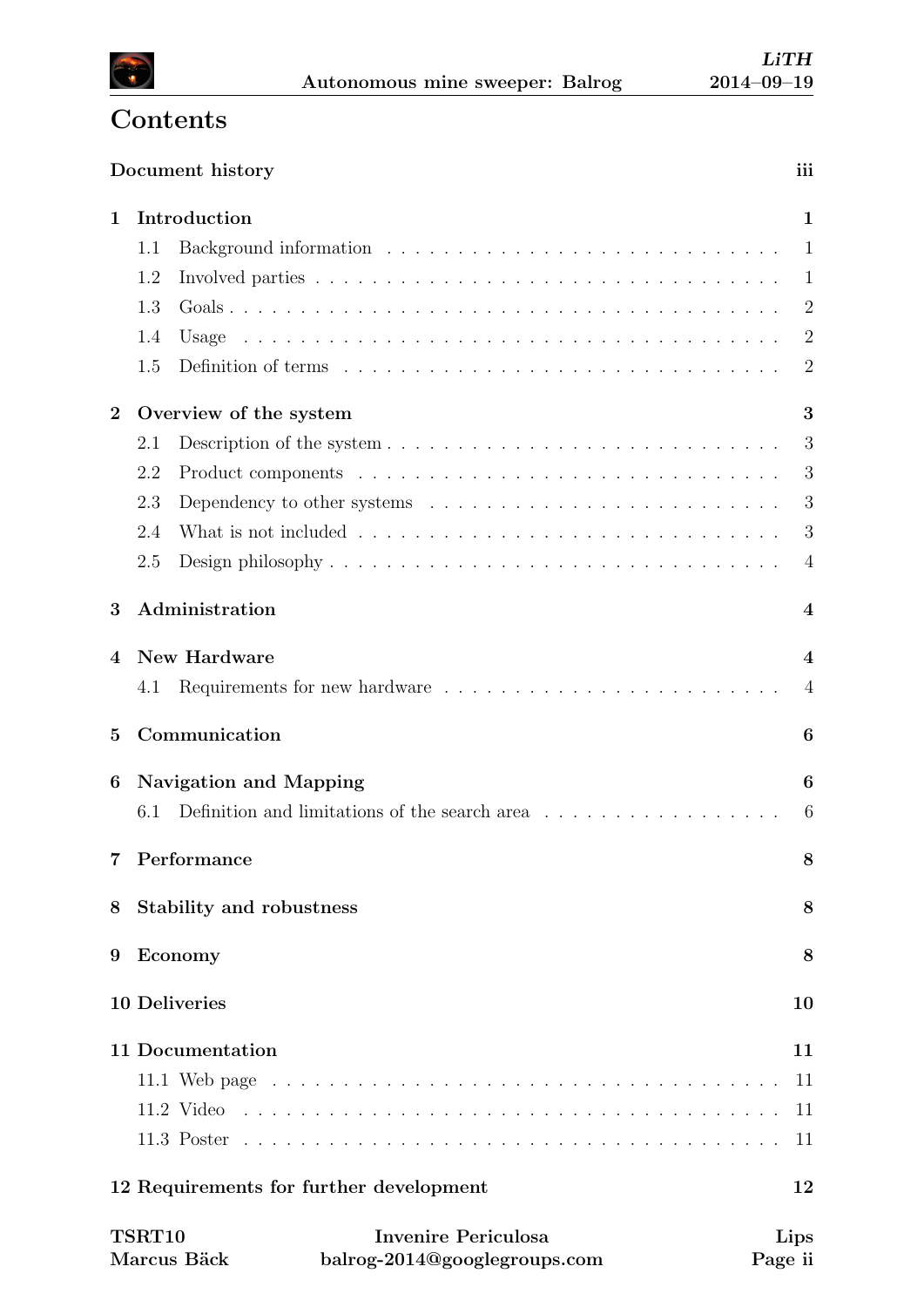# Contents

**Document history** **iii**

**1 Introduction** **1**

- 1.1 Background information . . . . . . . . . . . . . . . . . . . . . . . . . . . . 1
- 1.2 Involved parties . . . . . . . . . . . . . . . . . . . . . . . . . . . . . . . . 1
- 1.3 Goals . . . . . . . . . . . . . . . . . . . . . . . . . . . . . . . . . . . . . 2
- 1.4 Usage . . . . . . . . . . . . . . . . . . . . . . . . . . . . . . . . . . . . . 2
- 1.5 Definition of terms . . . . . . . . . . . . . . . . . . . . . . . . . . . . . . 2

**2 Overview of the system** **3**

- 2.1 Description of the system . . . . . . . . . . . . . . . . . . . . . . . . . . . 3
- 2.2 Product components . . . . . . . . . . . . . . . . . . . . . . . . . . . . . 3
- 2.3 Dependency to other systems . . . . . . . . . . . . . . . . . . . . . . . . 3
- 2.4 What is not included . . . . . . . . . . . . . . . . . . . . . . . . . . . . . 3
- 2.5 Design philosophy . . . . . . . . . . . . . . . . . . . . . . . . . . . . . . . 4

**3 Administration** **4**

**4 New Hardware** **4**

- 4.1 Requirements for new hardware . . . . . . . . . . . . . . . . . . . . . . . 4

**5 Communication** **6**

**6 Navigation and Mapping** **6**

- 6.1 Definition and limitations of the search area . . . . . . . . . . . . . . . . 6

**7 Performance** **8**

**8 Stability and robustness** **8**

**9 Economy** **8**

**10 Deliveries** **10**

**11 Documentation** **11**

- 11.1 Web page . . . . . . . . . . . . . . . . . . . . . . . . . . . . . . . . . . . 11
- 11.2 Video . . . . . . . . . . . . . . . . . . . . . . . . . . . . . . . . . . . . . 11
- 11.3 Poster . . . . . . . . . . . . . . . . . . . . . . . . . . . . . . . . . . . . . 11

**12 Requirements for further development** **12**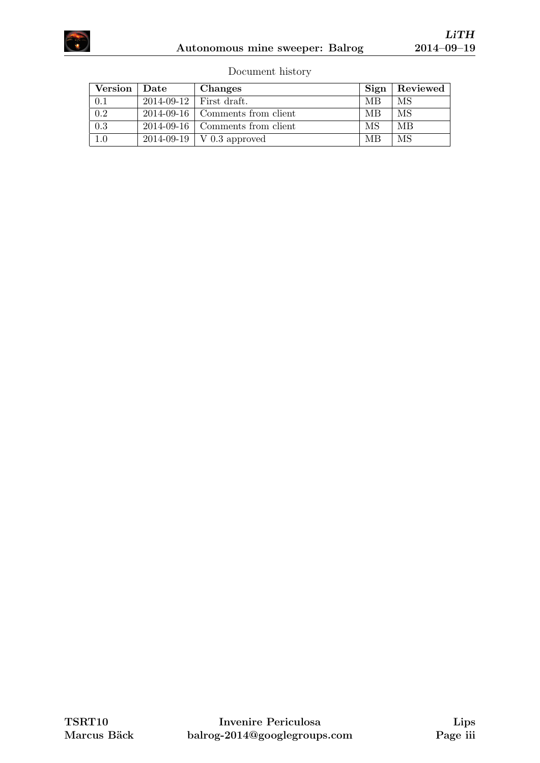Document history

| Version | Date | Changes | Sign | Reviewed |
|---|---|---|---|---|
| 0.1 | 2014-09-12 | First draft. | MB | MS |
| 0.2 | 2014-09-16 | Comments from client | MB | MS |
| 0.3 | 2014-09-16 | Comments from client | MS | MB |
| 1.0 | 2014-09-19 | V 0.3 approved | MB | MS |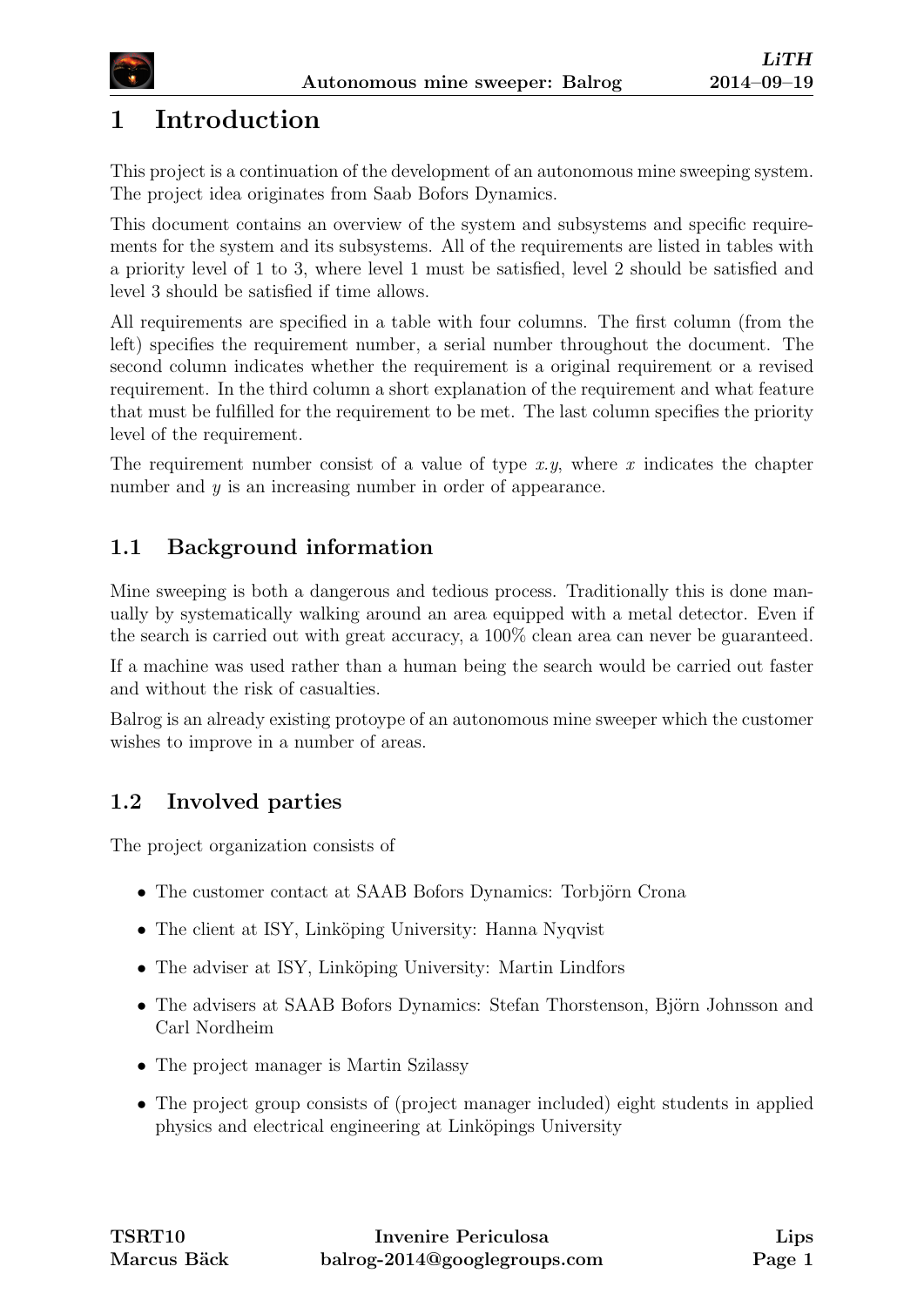# 1 Introduction

This project is a continuation of the development of an autonomous mine sweeping system. The project idea originates from Saab Bofors Dynamics.

This document contains an overview of the system and subsystems and specific requirements for the system and its subsystems. All of the requirements are listed in tables with a priority level of 1 to 3, where level 1 must be satisfied, level 2 should be satisfied and level 3 should be satisfied if time allows.

All requirements are specified in a table with four columns. The first column (from the left) specifies the requirement number, a serial number throughout the document. The second column indicates whether the requirement is a original requirement or a revised requirement. In the third column a short explanation of the requirement and what feature that must be fulfilled for the requirement to be met. The last column specifies the priority level of the requirement.

The requirement number consist of a value of type $x.y$, where $x$ indicates the chapter number and $y$ is an increasing number in order of appearance.

## 1.1 Background information

Mine sweeping is both a dangerous and tedious process. Traditionally this is done manually by systematically walking around an area equipped with a metal detector. Even if the search is carried out with great accuracy, a 100% clean area can never be guaranteed.

If a machine was used rather than a human being the search would be carried out faster and without the risk of casualties.

Balrog is an already existing protoype of an autonomous mine sweeper which the customer wishes to improve in a number of areas.

## 1.2 Involved parties

The project organization consists of

- The customer contact at SAAB Bofors Dynamics: Torbjörn Crona
- The client at ISY, Linköping University: Hanna Nyqvist
- The adviser at ISY, Linköping University: Martin Lindfors
- The advisers at SAAB Bofors Dynamics: Stefan Thorstenson, Björn Johnsson and Carl Nordheim
- The project manager is Martin Szilassy
- The project group consists of (project manager included) eight students in applied physics and electrical engineering at Linköpings University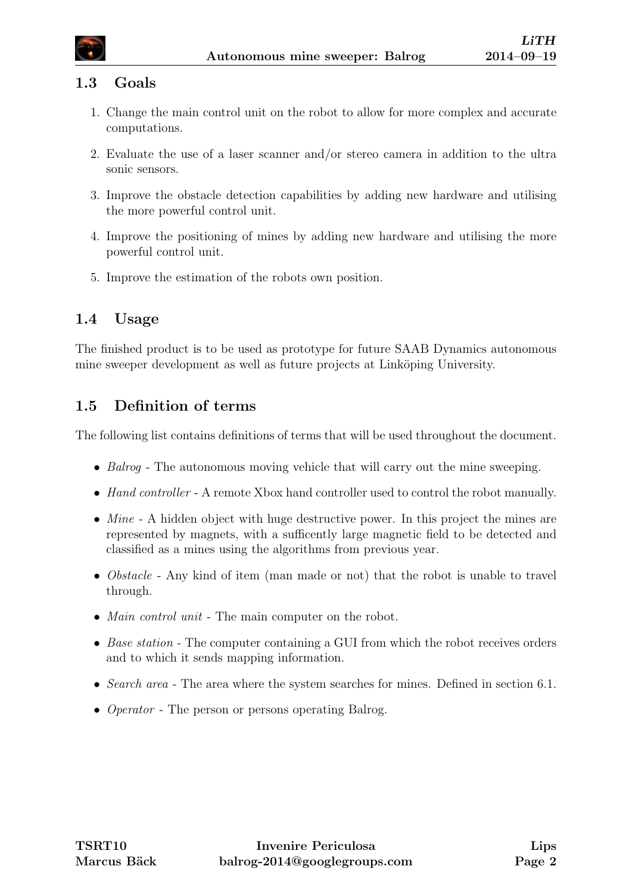## 1.3 Goals

1. Change the main control unit on the robot to allow for more complex and accurate computations.
2. Evaluate the use of a laser scanner and/or stereo camera in addition to the ultra sonic sensors.
3. Improve the obstacle detection capabilities by adding new hardware and utilising the more powerful control unit.
4. Improve the positioning of mines by adding new hardware and utilising the more powerful control unit.
5. Improve the estimation of the robots own position.

## 1.4 Usage

The finished product is to be used as prototype for future SAAB Dynamics autonomous mine sweeper development as well as future projects at Linköping University.

## 1.5 Definition of terms

The following list contains definitions of terms that will be used throughout the document.

- *Balrog* - The autonomous moving vehicle that will carry out the mine sweeping.
- *Hand controller* - A remote Xbox hand controller used to control the robot manually.
- *Mine* - A hidden object with huge destructive power. In this project the mines are represented by magnets, with a sufficently large magnetic field to be detected and classified as a mines using the algorithms from previous year.
- *Obstacle* - Any kind of item (man made or not) that the robot is unable to travel through.
- *Main control unit* - The main computer on the robot.
- *Base station* - The computer containing a GUI from which the robot receives orders and to which it sends mapping information.
- *Search area* - The area where the system searches for mines. Defined in section 6.1.
- *Operator* - The person or persons operating Balrog.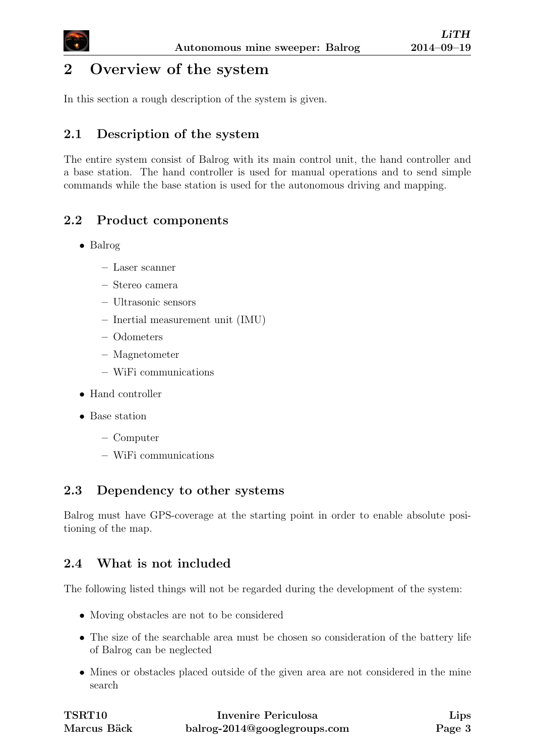## 2 Overview of the system

In this section a rough description of the system is given.

### 2.1 Description of the system

The entire system consist of Balrog with its main control unit, the hand controller and a base station. The hand controller is used for manual operations and to send simple commands while the base station is used for the autonomous driving and mapping.

### 2.2 Product components

- Balrog
  - Laser scanner
  - Stereo camera
  - Ultrasonic sensors
  - Inertial measurement unit (IMU)
  - Odometers
  - Magnetometer
  - WiFi communications
- Hand controller
- Base station
  - Computer
  - WiFi communications

### 2.3 Dependency to other systems

Balrog must have GPS-coverage at the starting point in order to enable absolute positioning of the map.

### 2.4 What is not included

The following listed things will not be regarded during the development of the system:

- Moving obstacles are not to be considered
- The size of the searchable area must be chosen so consideration of the battery life of Balrog can be neglected
- Mines or obstacles placed outside of the given area are not considered in the mine search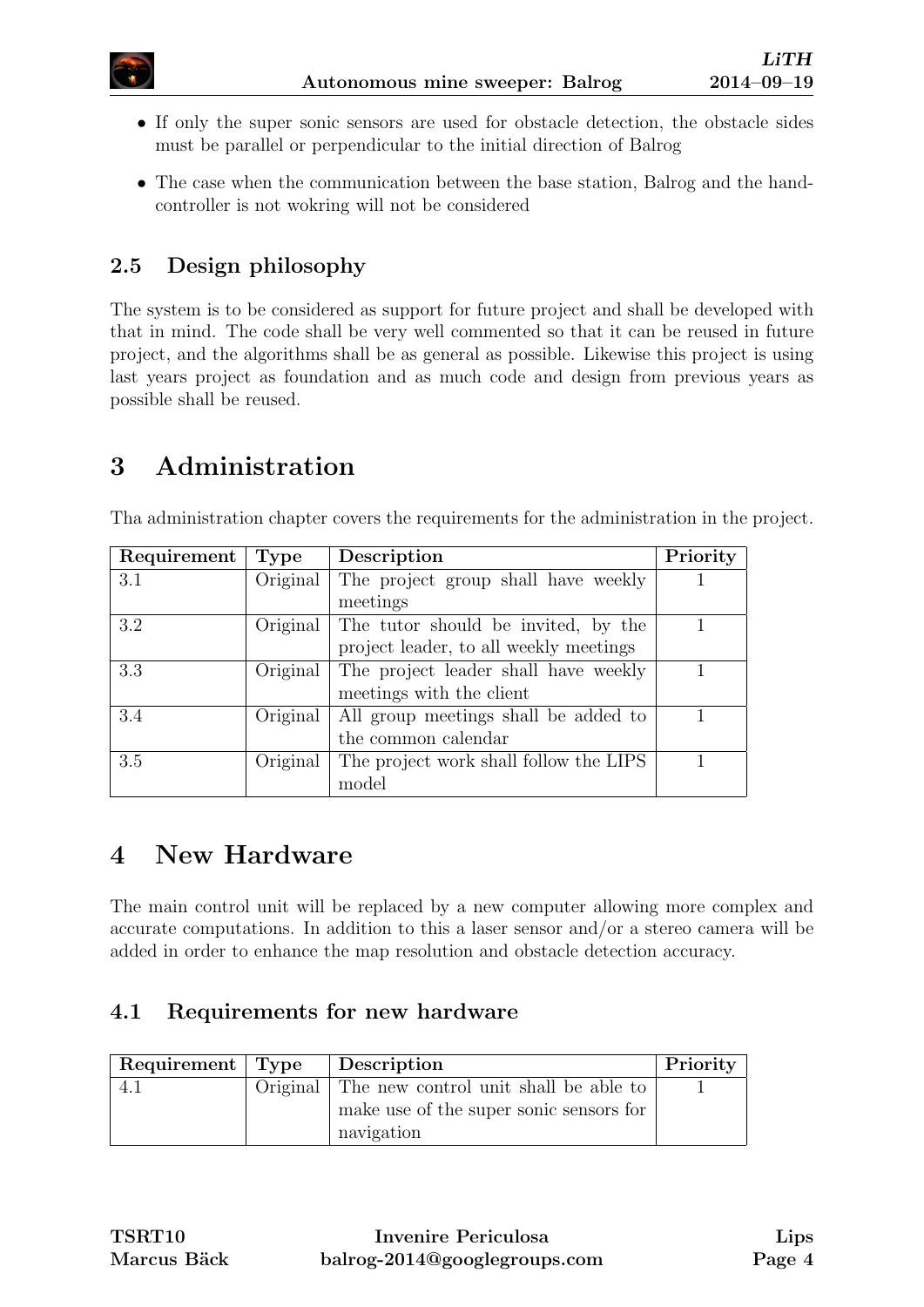- If only the super sonic sensors are used for obstacle detection, the obstacle sides must be parallel or perpendicular to the initial direction of Balrog
- The case when the communication between the base station, Balrog and the hand-controller is not wokring will not be considered

### 2.5 Design philosophy

The system is to be considered as support for future project and shall be developed with that in mind. The code shall be very well commented so that it can be reused in future project, and the algorithms shall be as general as possible. Likewise this project is using last years project as foundation and as much code and design from previous years as possible shall be reused.

## 3 Administration

Tha administration chapter covers the requirements for the administration in the project.

| Requirement | Type | Description | Priority |
|---|---|---|---|
| 3.1 | Original | The project group shall have weekly meetings | 1 |
| 3.2 | Original | The tutor should be invited, by the project leader, to all weekly meetings | 1 |
| 3.3 | Original | The project leader shall have weekly meetings with the client | 1 |
| 3.4 | Original | All group meetings shall be added to the common calendar | 1 |
| 3.5 | Original | The project work shall follow the LIPS model | 1 |

## 4 New Hardware

The main control unit will be replaced by a new computer allowing more complex and accurate computations. In addition to this a laser sensor and/or a stereo camera will be added in order to enhance the map resolution and obstacle detection accuracy.

### 4.1 Requirements for new hardware

| Requirement | Type | Description | Priority |
|---|---|---|---|
| 4.1 | Original | The new control unit shall be able to make use of the super sonic sensors for navigation | 1 |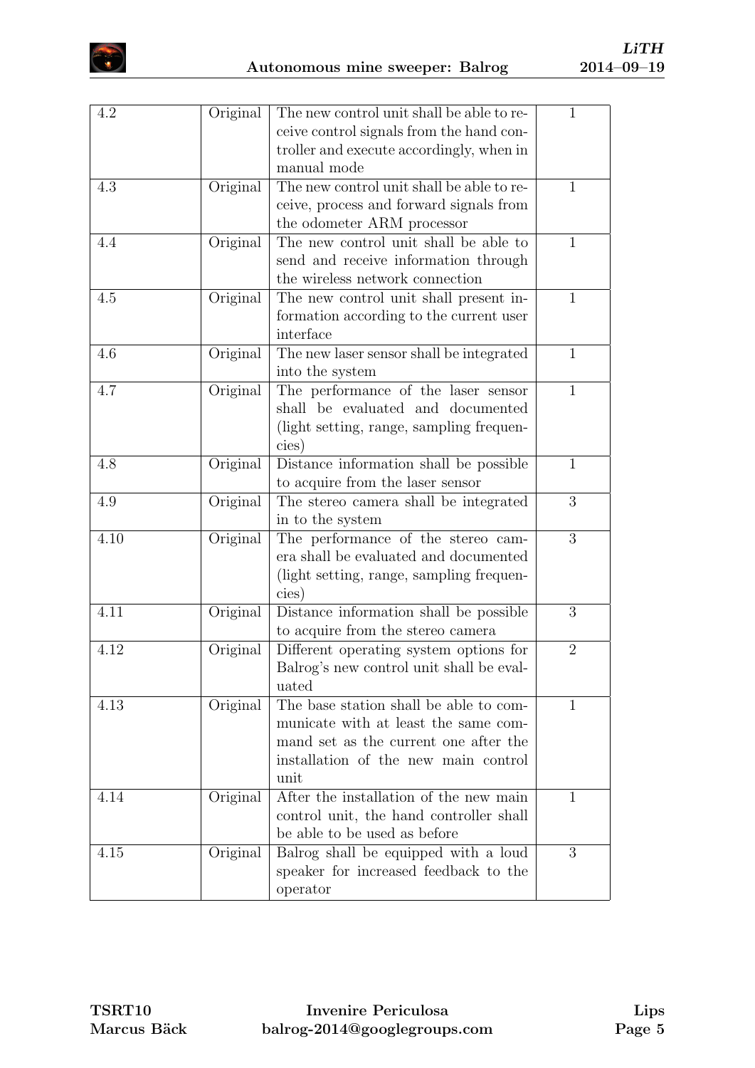| | | | |
|---|---|---|---|
| 4.2 | Original | The new control unit shall be able to receive control signals from the hand controller and execute accordingly, when in manual mode | 1 |
| 4.3 | Original | The new control unit shall be able to receive, process and forward signals from the odometer ARM processor | 1 |
| 4.4 | Original | The new control unit shall be able to send and receive information through the wireless network connection | 1 |
| 4.5 | Original | The new control unit shall present information according to the current user interface | 1 |
| 4.6 | Original | The new laser sensor shall be integrated into the system | 1 |
| 4.7 | Original | The performance of the laser sensor shall be evaluated and documented (light setting, range, sampling frequencies) | 1 |
| 4.8 | Original | Distance information shall be possible to acquire from the laser sensor | 1 |
| 4.9 | Original | The stereo camera shall be integrated in to the system | 3 |
| 4.10 | Original | The performance of the stereo camera shall be evaluated and documented (light setting, range, sampling frequencies) | 3 |
| 4.11 | Original | Distance information shall be possible to acquire from the stereo camera | 3 |
| 4.12 | Original | Different operating system options for Balrog's new control unit shall be evaluated | 2 |
| 4.13 | Original | The base station shall be able to communicate with at least the same command set as the current one after the installation of the new main control unit | 1 |
| 4.14 | Original | After the installation of the new main control unit, the hand controller shall be able to be used as before | 1 |
| 4.15 | Original | Balrog shall be equipped with a loud speaker for increased feedback to the operator | 3 |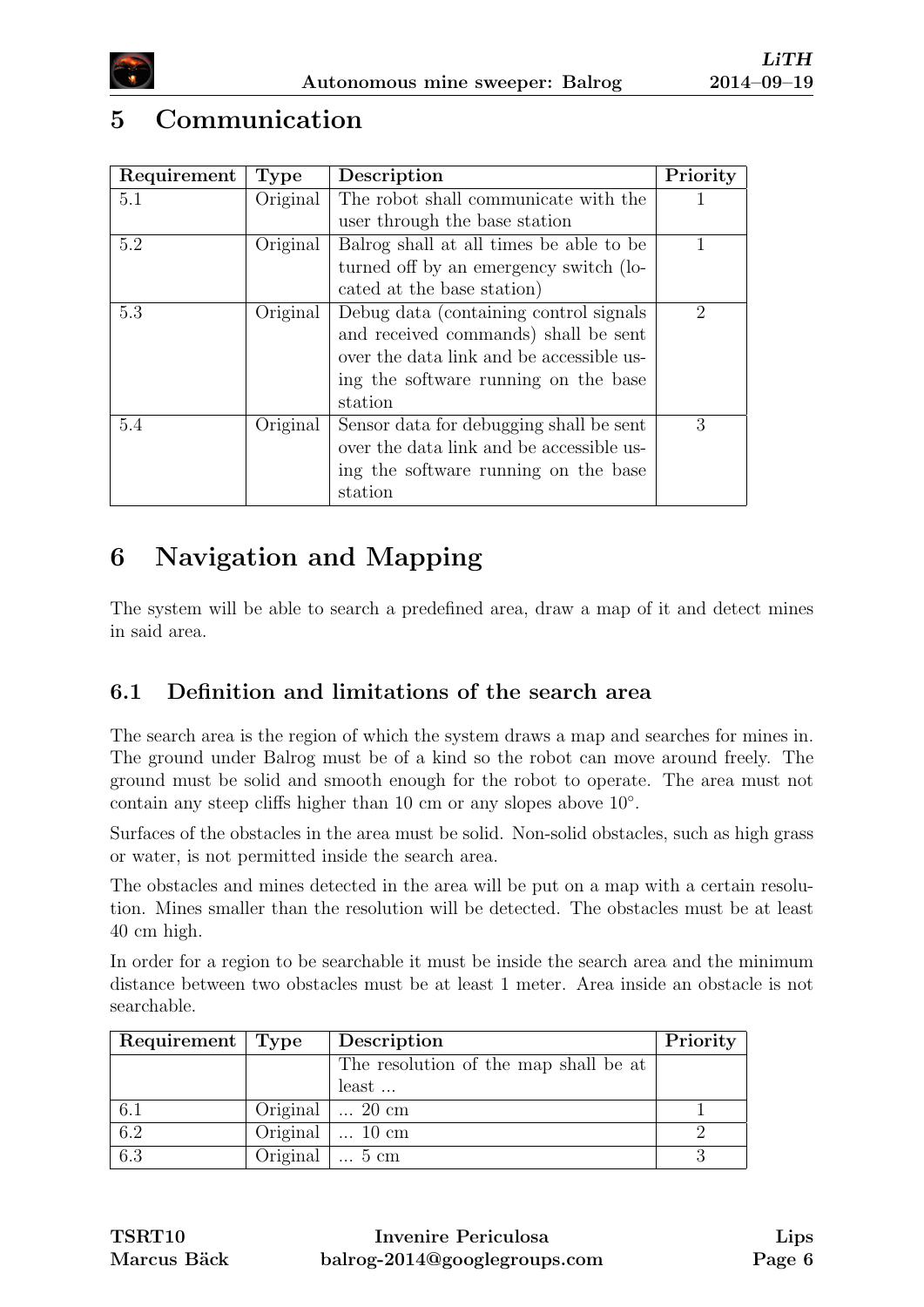# 5 Communication

| Requirement | Type | Description | Priority |
|---|---|---|---|
| 5.1 | Original | The robot shall communicate with the user through the base station | 1 |
| 5.2 | Original | Balrog shall at all times be able to be turned off by an emergency switch (located at the base station) | 1 |
| 5.3 | Original | Debug data (containing control signals and received commands) shall be sent over the data link and be accessible using the software running on the base station | 2 |
| 5.4 | Original | Sensor data for debugging shall be sent over the data link and be accessible using the software running on the base station | 3 |

# 6 Navigation and Mapping

The system will be able to search a predefined area, draw a map of it and detect mines in said area.

## 6.1 Definition and limitations of the search area

The search area is the region of which the system draws a map and searches for mines in. The ground under Balrog must be of a kind so the robot can move around freely. The ground must be solid and smooth enough for the robot to operate. The area must not contain any steep cliffs higher than 10 cm or any slopes above 10°.

Surfaces of the obstacles in the area must be solid. Non-solid obstacles, such as high grass or water, is not permitted inside the search area.

The obstacles and mines detected in the area will be put on a map with a certain resolution. Mines smaller than the resolution will be detected. The obstacles must be at least 40 cm high.

In order for a region to be searchable it must be inside the search area and the minimum distance between two obstacles must be at least 1 meter. Area inside an obstacle is not searchable.

| Requirement | Type | Description | Priority |
|---|---|---|---|
| | | The resolution of the map shall be at least ... | |
| 6.1 | Original | ... 20 cm | 1 |
| 6.2 | Original | ... 10 cm | 2 |
| 6.3 | Original | ... 5 cm | 3 |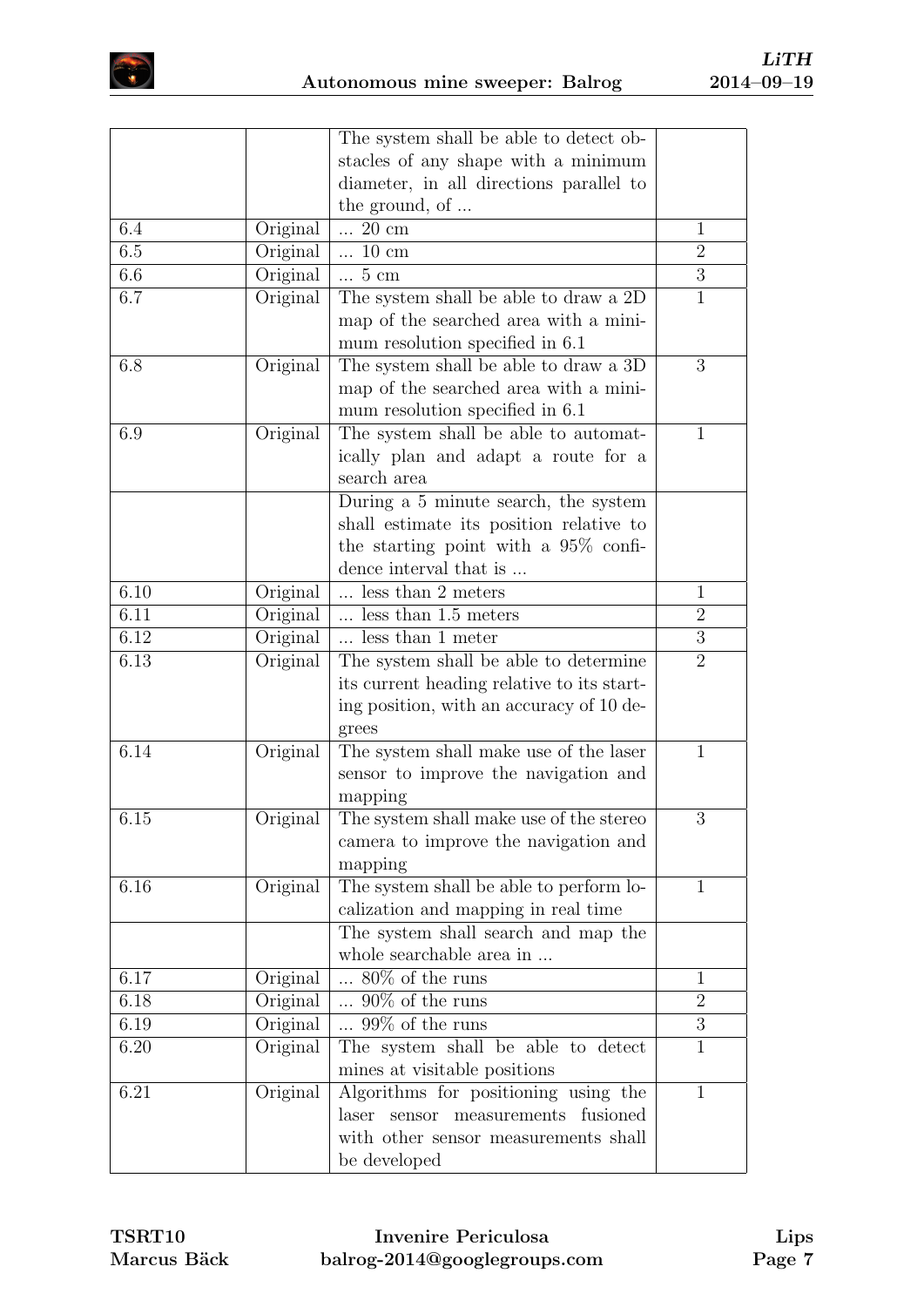| | | | |
|---|---|---|---|
| | | The system shall be able to detect obstacles of any shape with a minimum diameter, in all directions parallel to the ground, of ... | |
| 6.4 | Original | ... 20 cm | 1 |
| 6.5 | Original | ... 10 cm | 2 |
| 6.6 | Original | ... 5 cm | 3 |
| 6.7 | Original | The system shall be able to draw a 2D map of the searched area with a minimum resolution specified in 6.1 | 1 |
| 6.8 | Original | The system shall be able to draw a 3D map of the searched area with a minimum resolution specified in 6.1 | 3 |
| 6.9 | Original | The system shall be able to automatically plan and adapt a route for a search area | 1 |
| | | During a 5 minute search, the system shall estimate its position relative to the starting point with a 95% confidence interval that is ... | |
| 6.10 | Original | ... less than 2 meters | 1 |
| 6.11 | Original | ... less than 1.5 meters | 2 |
| 6.12 | Original | ... less than 1 meter | 3 |
| 6.13 | Original | The system shall be able to determine its current heading relative to its starting position, with an accuracy of 10 degrees | 2 |
| 6.14 | Original | The system shall make use of the laser sensor to improve the navigation and mapping | 1 |
| 6.15 | Original | The system shall make use of the stereo camera to improve the navigation and mapping | 3 |
| 6.16 | Original | The system shall be able to perform localization and mapping in real time | 1 |
| | | The system shall search and map the whole searchable area in ... | |
| 6.17 | Original | ... 80% of the runs | 1 |
| 6.18 | Original | ... 90% of the runs | 2 |
| 6.19 | Original | ... 99% of the runs | 3 |
| 6.20 | Original | The system shall be able to detect mines at visitable positions | 1 |
| 6.21 | Original | Algorithms for positioning using the laser sensor measurements fusioned with other sensor measurements shall be developed | 1 |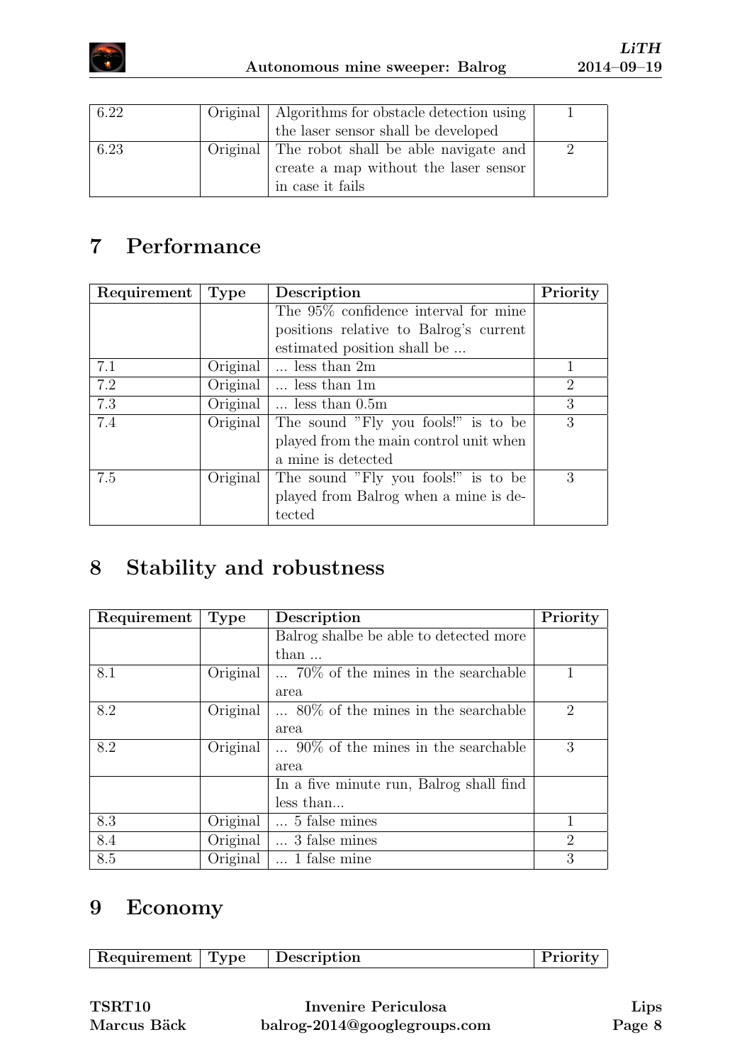| | | | |
|---|---|---|---|
| 6.22 | Original | Algorithms for obstacle detection using the laser sensor shall be developed | 1 |
| 6.23 | Original | The robot shall be able navigate and create a map without the laser sensor in case it fails | 2 |

# 7 Performance

| Requirement | Type | Description | Priority |
|---|---|---|---|
| | | The 95% confidence interval for mine positions relative to Balrog's current estimated position shall be ... | |
| 7.1 | Original | ... less than 2m | 1 |
| 7.2 | Original | ... less than 1m | 2 |
| 7.3 | Original | ... less than 0.5m | 3 |
| 7.4 | Original | The sound "Fly you fools!" is to be played from the main control unit when a mine is detected | 3 |
| 7.5 | Original | The sound "Fly you fools!" is to be played from Balrog when a mine is detected | 3 |

# 8 Stability and robustness

| Requirement | Type | Description | Priority |
|---|---|---|---|
| | | Balrog shalbe be able to detected more than ... | |
| 8.1 | Original | ... 70% of the mines in the searchable area | 1 |
| 8.2 | Original | ... 80% of the mines in the searchable area | 2 |
| 8.2 | Original | ... 90% of the mines in the searchable area | 3 |
| | | In a five minute run, Balrog shall find less than... | |
| 8.3 | Original | ... 5 false mines | 1 |
| 8.4 | Original | ... 3 false mines | 2 |
| 8.5 | Original | ... 1 false mine | 3 |

# 9 Economy

| Requirement | Type | Description | Priority |
|---|---|---|---|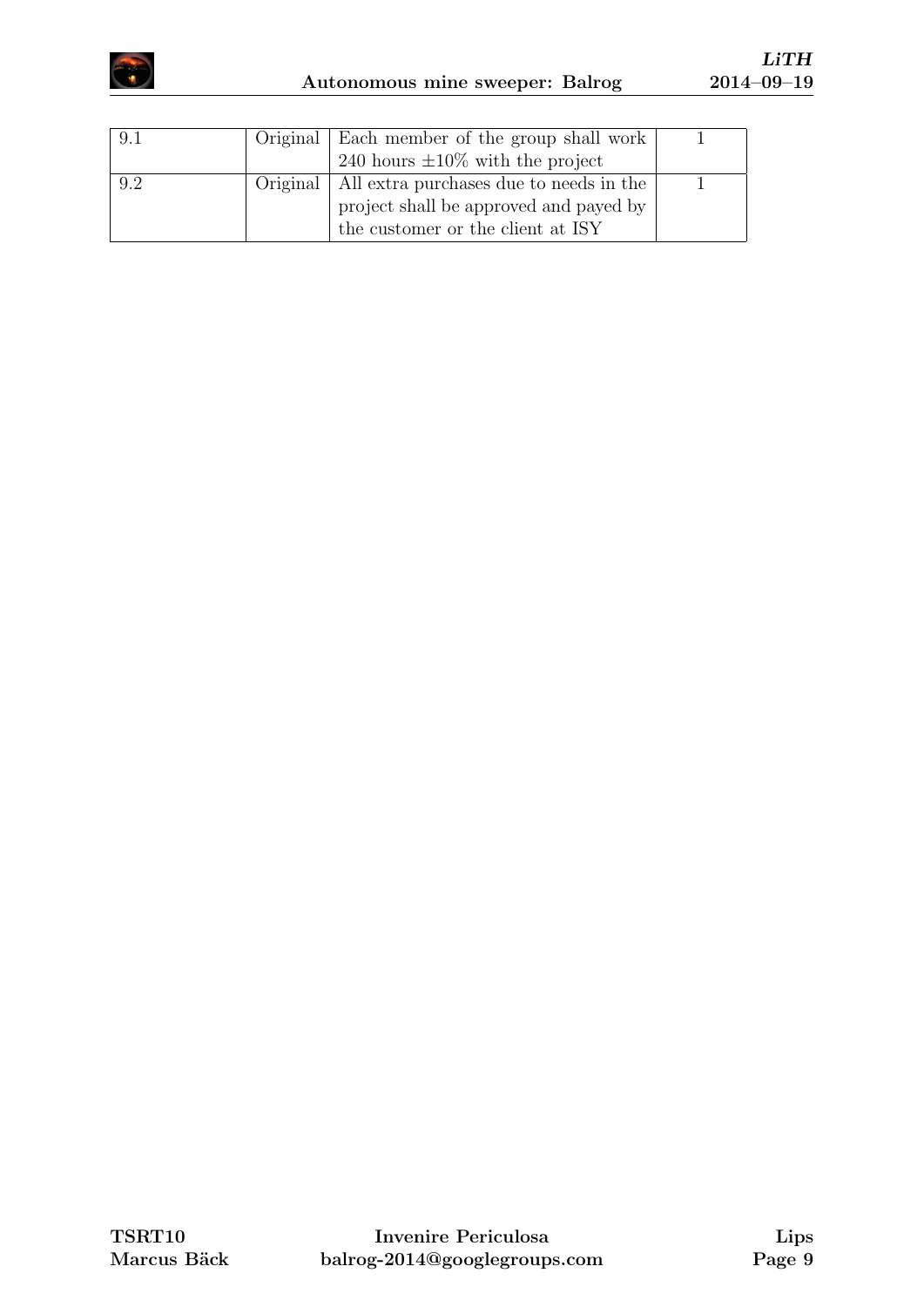| | | | |
|---|---|---|---|
| 9.1 | Original | Each member of the group shall work 240 hours $\pm 10\%$ with the project | 1 |
| 9.2 | Original | All extra purchases due to needs in the project shall be approved and payed by the customer or the client at ISY | 1 |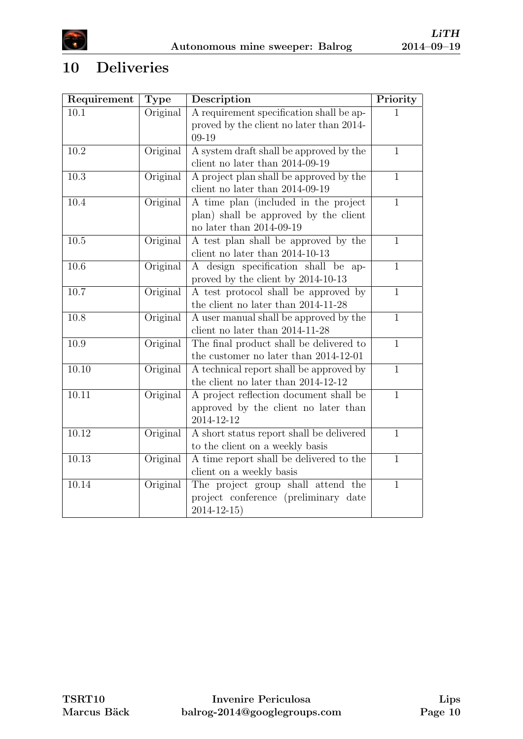# 10 Deliveries

| Requirement | Type | Description | Priority |
|---|---|---|---|
| 10.1 | Original | A requirement specification shall be approved by the client no later than 2014-09-19 | 1 |
| 10.2 | Original | A system draft shall be approved by the client no later than 2014-09-19 | 1 |
| 10.3 | Original | A project plan shall be approved by the client no later than 2014-09-19 | 1 |
| 10.4 | Original | A time plan (included in the project plan) shall be approved by the client no later than 2014-09-19 | 1 |
| 10.5 | Original | A test plan shall be approved by the client no later than 2014-10-13 | 1 |
| 10.6 | Original | A design specification shall be approved by the client by 2014-10-13 | 1 |
| 10.7 | Original | A test protocol shall be approved by the client no later than 2014-11-28 | 1 |
| 10.8 | Original | A user manual shall be approved by the client no later than 2014-11-28 | 1 |
| 10.9 | Original | The final product shall be delivered to the customer no later than 2014-12-01 | 1 |
| 10.10 | Original | A technical report shall be approved by the client no later than 2014-12-12 | 1 |
| 10.11 | Original | A project reflection document shall be approved by the client no later than 2014-12-12 | 1 |
| 10.12 | Original | A short status report shall be delivered to the client on a weekly basis | 1 |
| 10.13 | Original | A time report shall be delivered to the client on a weekly basis | 1 |
| 10.14 | Original | The project group shall attend the project conference (preliminary date 2014-12-15) | 1 |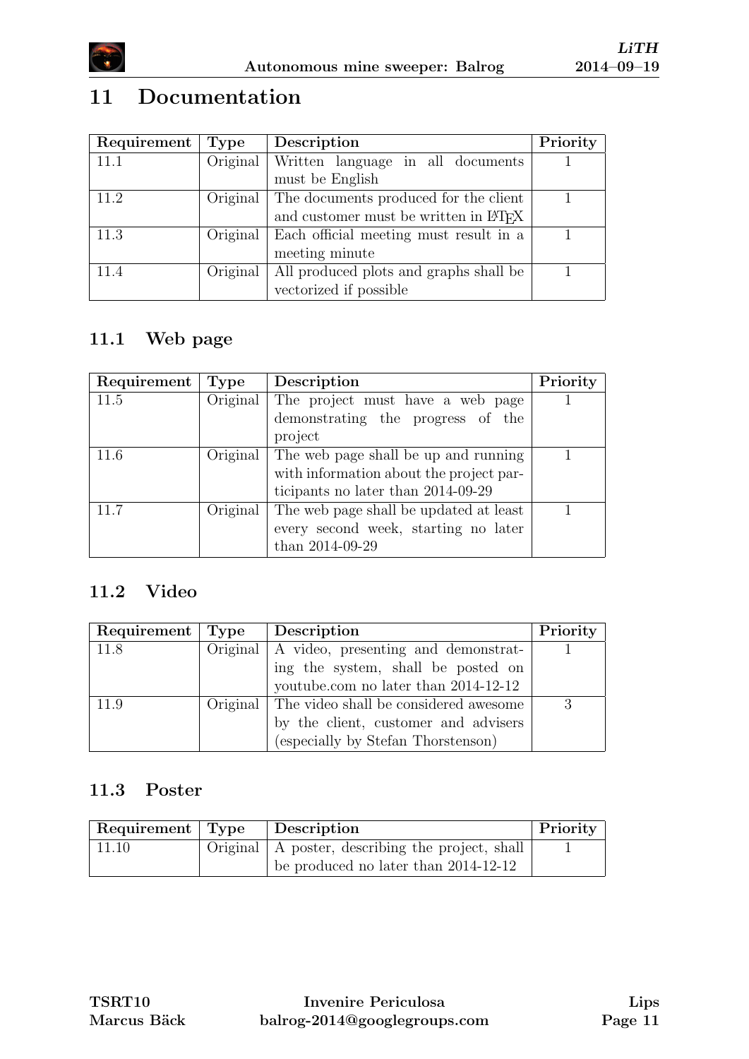# 11 Documentation

| Requirement | Type | Description | Priority |
|---|---|---|---|
| 11.1 | Original | Written language in all documents must be English | 1 |
| 11.2 | Original | The documents produced for the client and customer must be written in LaTeX | 1 |
| 11.3 | Original | Each official meeting must result in a meeting minute | 1 |
| 11.4 | Original | All produced plots and graphs shall be vectorized if possible | 1 |

## 11.1 Web page

| Requirement | Type | Description | Priority |
|---|---|---|---|
| 11.5 | Original | The project must have a web page demonstrating the progress of the project | 1 |
| 11.6 | Original | The web page shall be up and running with information about the project participants no later than 2014-09-29 | 1 |
| 11.7 | Original | The web page shall be updated at least every second week, starting no later than 2014-09-29 | 1 |

## 11.2 Video

| Requirement | Type | Description | Priority |
|---|---|---|---|
| 11.8 | Original | A video, presenting and demonstrating the system, shall be posted on youtube.com no later than 2014-12-12 | 1 |
| 11.9 | Original | The video shall be considered awesome by the client, customer and advisers (especially by Stefan Thorstenson) | 3 |

## 11.3 Poster

| Requirement | Type | Description | Priority |
|---|---|---|---|
| 11.10 | Original | A poster, describing the project, shall be produced no later than 2014-12-12 | 1 |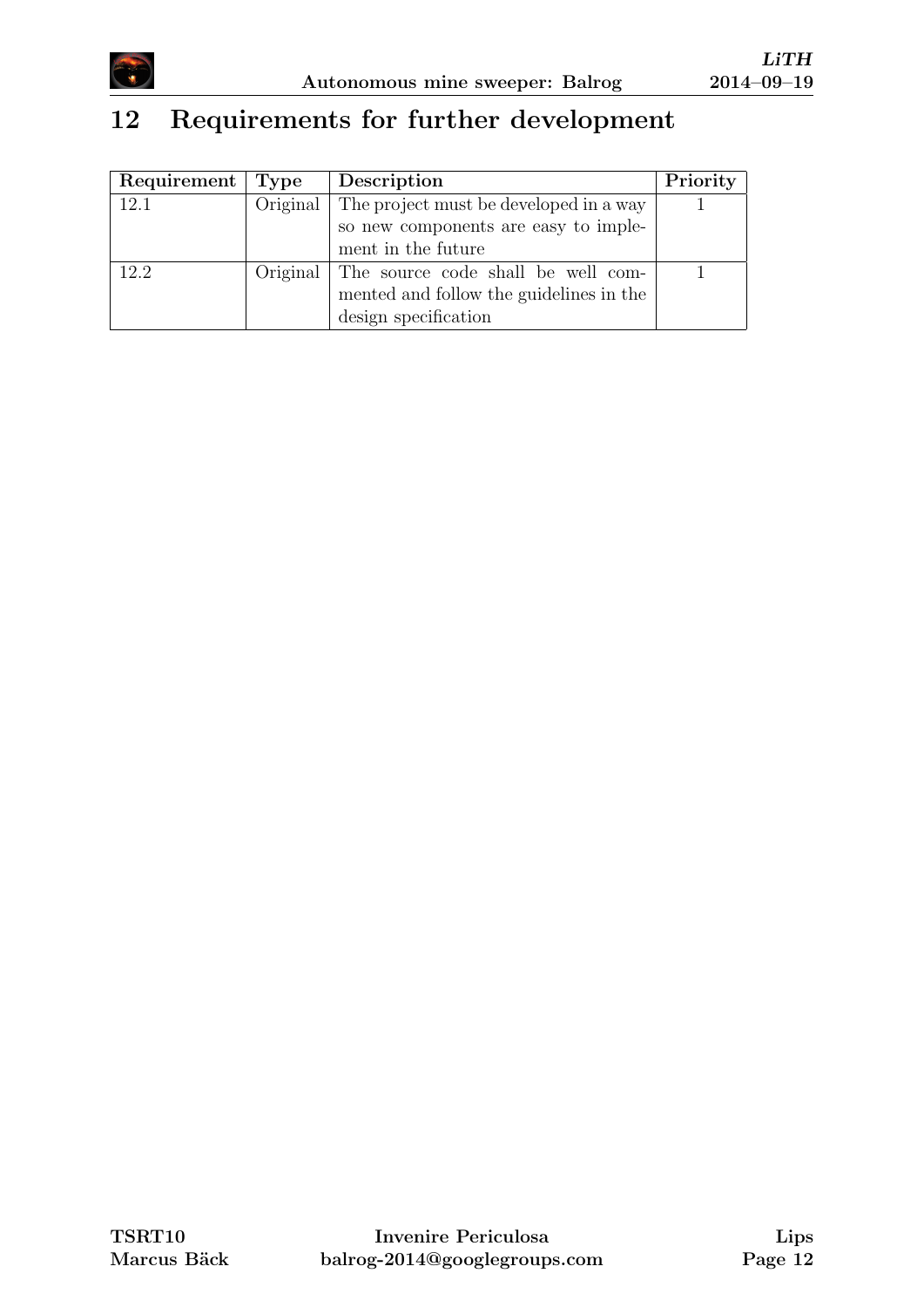# 12 Requirements for further development

| Requirement | Type | Description | Priority |
|---|---|---|---|
| 12.1 | Original | The project must be developed in a way so new components are easy to implement in the future | 1 |
| 12.2 | Original | The source code shall be well commented and follow the guidelines in the design specification | 1 |